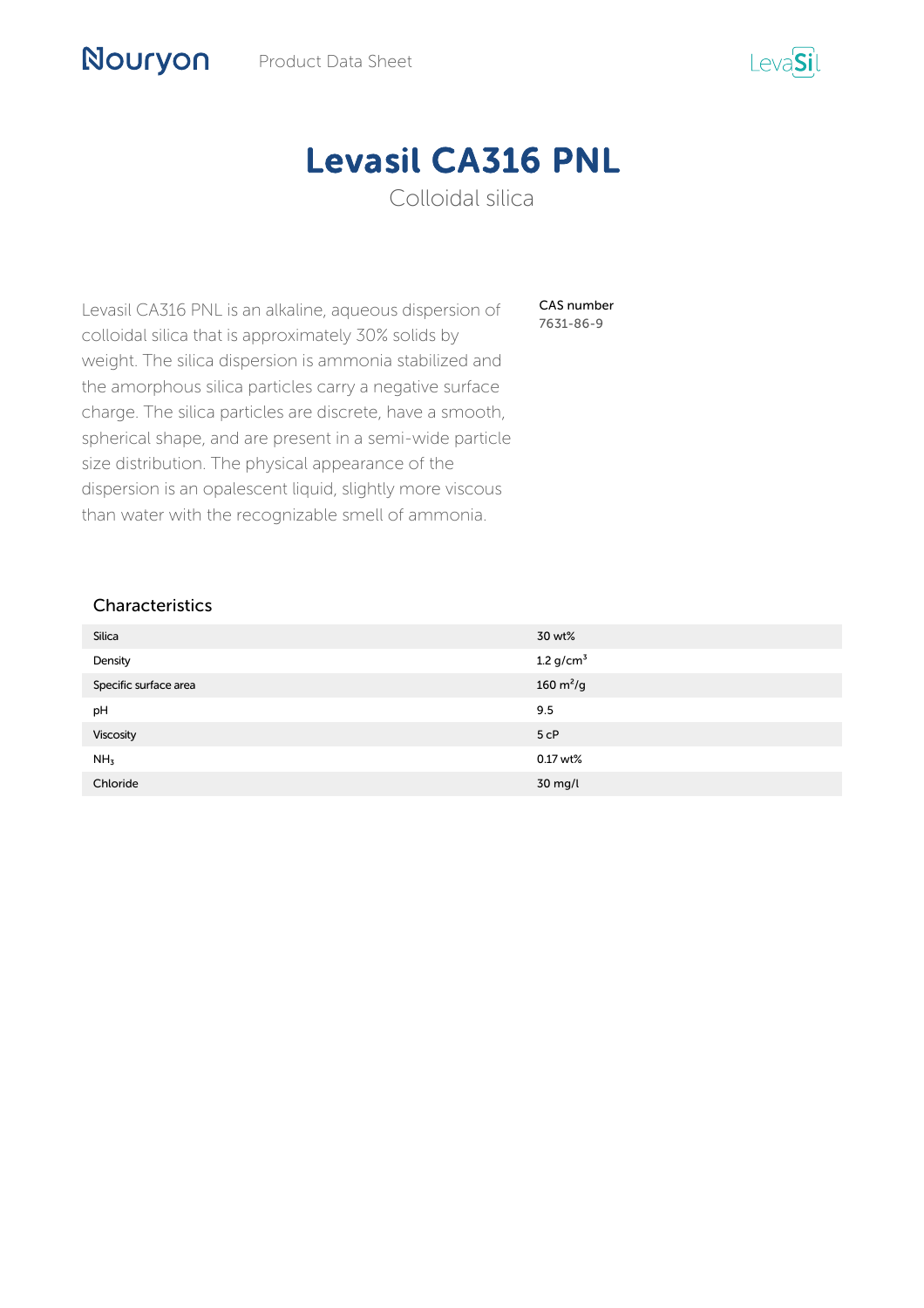# Levasil CA316 PNL

Colloidal silica

Levasil CA316 PNL is an alkaline, aqueous dispersion of colloidal silica that is approximately 30% solids by weight. The silica dispersion is ammonia stabilized and the amorphous silica particles carry a negative surface charge. The silica particles are discrete, have a smooth, spherical shape, and are present in a semi-wide particle size distribution. The physical appearance of the dispersion is an opalescent liquid, slightly more viscous than water with the recognizable smell of ammonia.

**CAS number**
7631-86-9

## Characteristics

| | |
|---|---|
| Silica | 30 wt% |
| Density | 1.2 g/cm$^3$ |
| Specific surface area | 160 m$^2$/g |
| pH | 9.5 |
| Viscosity | 5 cP |
| $NH_3$ | 0.17 wt% |
| Chloride | 30 mg/l |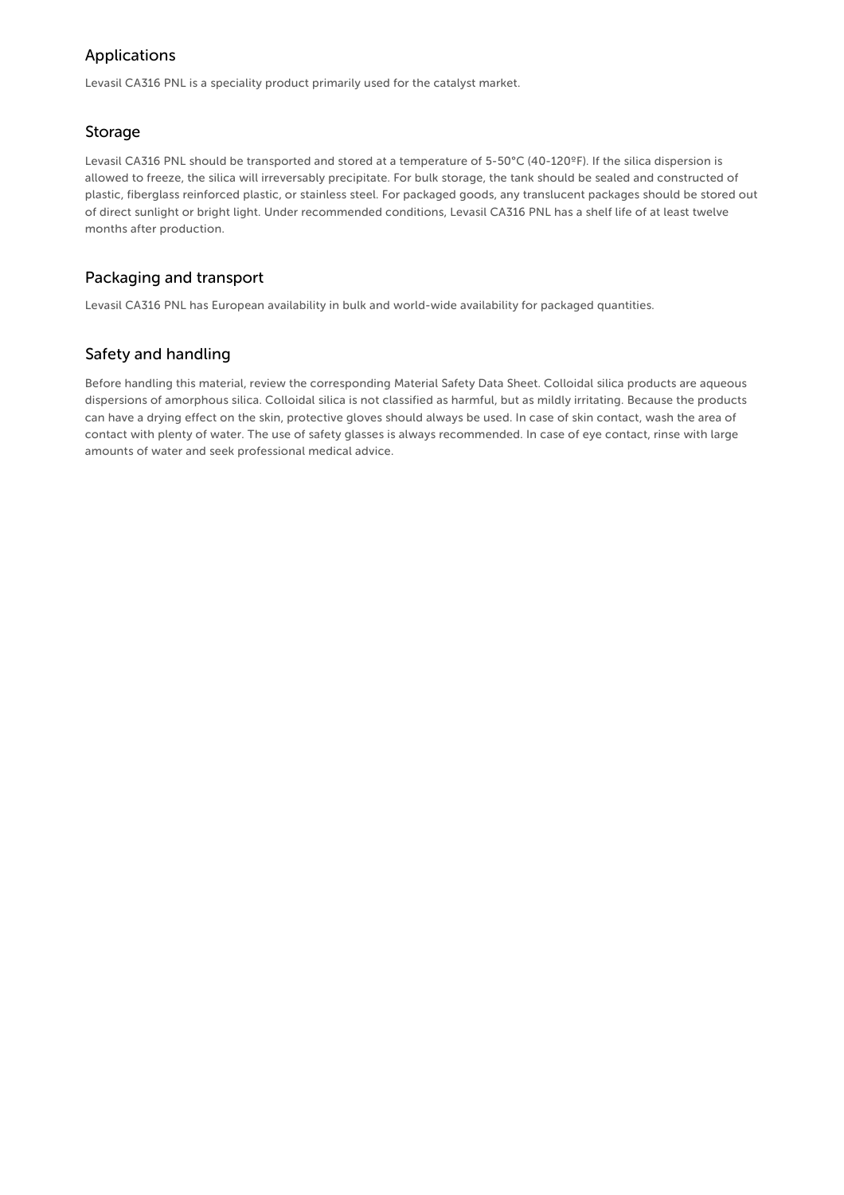## Applications

Levasil CA316 PNL is a speciality product primarily used for the catalyst market.

## Storage

Levasil CA316 PNL should be transported and stored at a temperature of 5-50°C (40-120ºF). If the silica dispersion is allowed to freeze, the silica will irreversably precipitate. For bulk storage, the tank should be sealed and constructed of plastic, fiberglass reinforced plastic, or stainless steel. For packaged goods, any translucent packages should be stored out of direct sunlight or bright light. Under recommended conditions, Levasil CA316 PNL has a shelf life of at least twelve months after production.

## Packaging and transport

Levasil CA316 PNL has European availability in bulk and world-wide availability for packaged quantities.

## Safety and handling

Before handling this material, review the corresponding Material Safety Data Sheet. Colloidal silica products are aqueous dispersions of amorphous silica. Colloidal silica is not classified as harmful, but as mildly irritating. Because the products can have a drying effect on the skin, protective gloves should always be used. In case of skin contact, wash the area of contact with plenty of water. The use of safety glasses is always recommended. In case of eye contact, rinse with large amounts of water and seek professional medical advice.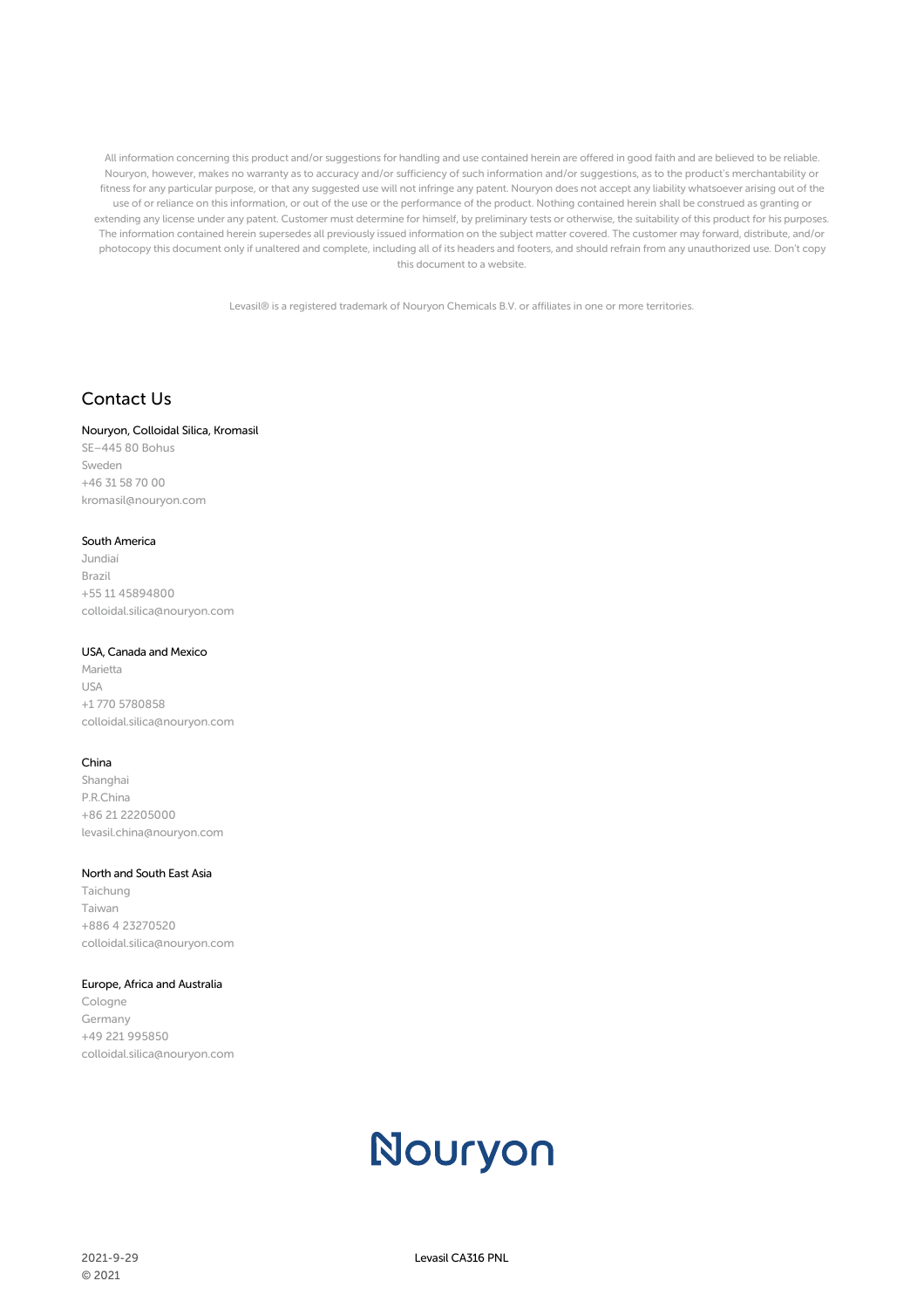All information concerning this product and/or suggestions for handling and use contained herein are offered in good faith and are believed to be reliable. Nouryon, however, makes no warranty as to accuracy and/or sufficiency of such information and/or suggestions, as to the product's merchantability or fitness for any particular purpose, or that any suggested use will not infringe any patent. Nouryon does not accept any liability whatsoever arising out of the use of or reliance on this information, or out of the use or the performance of the product. Nothing contained herein shall be construed as granting or extending any license under any patent. Customer must determine for himself, by preliminary tests or otherwise, the suitability of this product for his purposes. The information contained herein supersedes all previously issued information on the subject matter covered. The customer may forward, distribute, and/or photocopy this document only if unaltered and complete, including all of its headers and footers, and should refrain from any unauthorized use. Don't copy this document to a website.

Levasil® is a registered trademark of Nouryon Chemicals B.V. or affiliates in one or more territories.

## Contact Us

**Nouryon, Colloidal Silica, Kromasil**
SE–445 80 Bohus
Sweden
+46 31 58 70 00
kromasil@nouryon.com

**South America**
Jundiaí
Brazil
+55 11 45894800
colloidal.silica@nouryon.com

**USA, Canada and Mexico**
Marietta
USA
+1 770 5780858
colloidal.silica@nouryon.com

**China**
Shanghai
P.R.China
+86 21 22205000
levasil.china@nouryon.com

**North and South East Asia**
Taichung
Taiwan
+886 4 23270520
colloidal.silica@nouryon.com

**Europe, Africa and Australia**
Cologne
Germany
+49 221 995850
colloidal.silica@nouryon.com

Nouryon

2021-9-29
© 2021

Levasil CA316 PNL